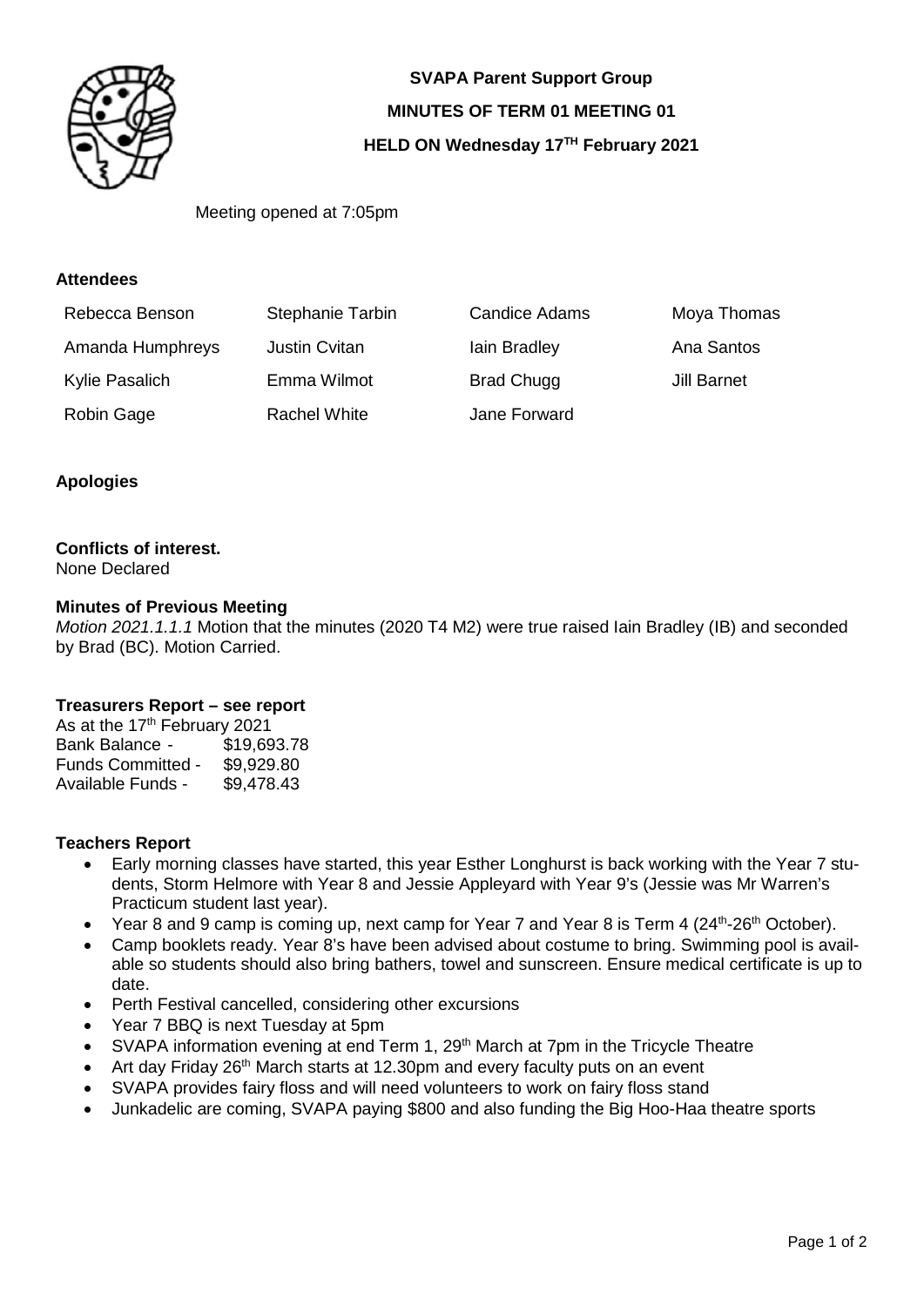**SVAPA Parent Support Group**

**MINUTES OF TERM 01 MEETING 01**

**HELD ON Wednesday 17TH February 2021**

Meeting opened at 7:05pm

**Attendees**

| | | | |
|---|---|---|---|
| Rebecca Benson | Stephanie Tarbin | Candice Adams | Moya Thomas |
| Amanda Humphreys | Justin Cvitan | Iain Bradley | Ana Santos |
| Kylie Pasalich | Emma Wilmot | Brad Chugg | Jill Barnet |
| Robin Gage | Rachel White | Jane Forward | |

**Apologies**

**Conflicts of interest.**
None Declared

**Minutes of Previous Meeting**
*Motion 2021.1.1.1* Motion that the minutes (2020 T4 M2) were true raised Iain Bradley (IB) and seconded by Brad (BC). Motion Carried.

**Treasurers Report – see report**
As at the 17th February 2021
Bank Balance - $19,693.78
Funds Committed - $9,929.80
Available Funds - $9,478.43

**Teachers Report**

- Early morning classes have started, this year Esther Longhurst is back working with the Year 7 students, Storm Helmore with Year 8 and Jessie Appleyard with Year 9's (Jessie was Mr Warren's Practicum student last year).
- Year 8 and 9 camp is coming up, next camp for Year 7 and Year 8 is Term 4 (24th-26th October).
- Camp booklets ready. Year 8's have been advised about costume to bring. Swimming pool is available so students should also bring bathers, towel and sunscreen. Ensure medical certificate is up to date.
- Perth Festival cancelled, considering other excursions
- Year 7 BBQ is next Tuesday at 5pm
- SVAPA information evening at end Term 1, 29th March at 7pm in the Tricycle Theatre
- Art day Friday 26th March starts at 12.30pm and every faculty puts on an event
- SVAPA provides fairy floss and will need volunteers to work on fairy floss stand
- Junkadelic are coming, SVAPA paying $800 and also funding the Big Hoo-Haa theatre sports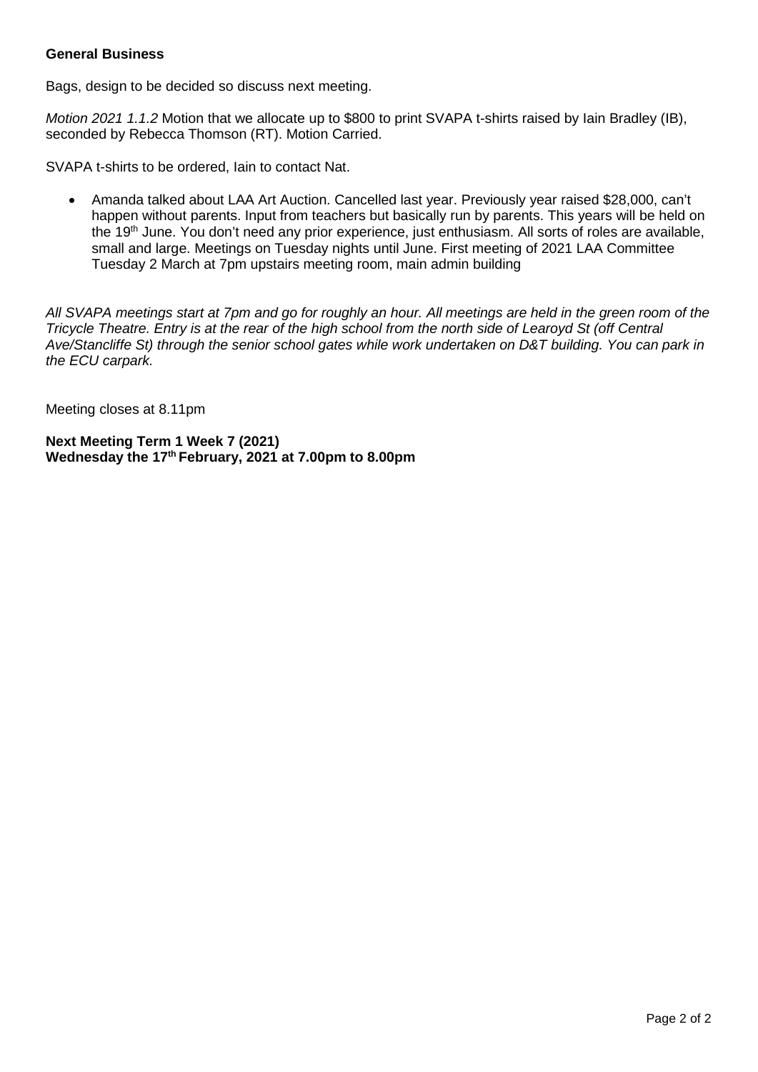**General Business**

Bags, design to be decided so discuss next meeting.

*Motion 2021 1.1.2* Motion that we allocate up to $800 to print SVAPA t-shirts raised by Iain Bradley (IB), seconded by Rebecca Thomson (RT). Motion Carried.

SVAPA t-shirts to be ordered, Iain to contact Nat.

- Amanda talked about LAA Art Auction. Cancelled last year. Previously year raised $28,000, can't happen without parents. Input from teachers but basically run by parents. This years will be held on the 19th June. You don't need any prior experience, just enthusiasm. All sorts of roles are available, small and large. Meetings on Tuesday nights until June. First meeting of 2021 LAA Committee Tuesday 2 March at 7pm upstairs meeting room, main admin building

*All SVAPA meetings start at 7pm and go for roughly an hour. All meetings are held in the green room of the Tricycle Theatre. Entry is at the rear of the high school from the north side of Learoyd St (off Central Ave/Stancliffe St) through the senior school gates while work undertaken on D&T building. You can park in the ECU carpark.*

Meeting closes at 8.11pm

**Next Meeting Term 1 Week 7 (2021)**
**Wednesday the 17th February, 2021 at 7.00pm to 8.00pm**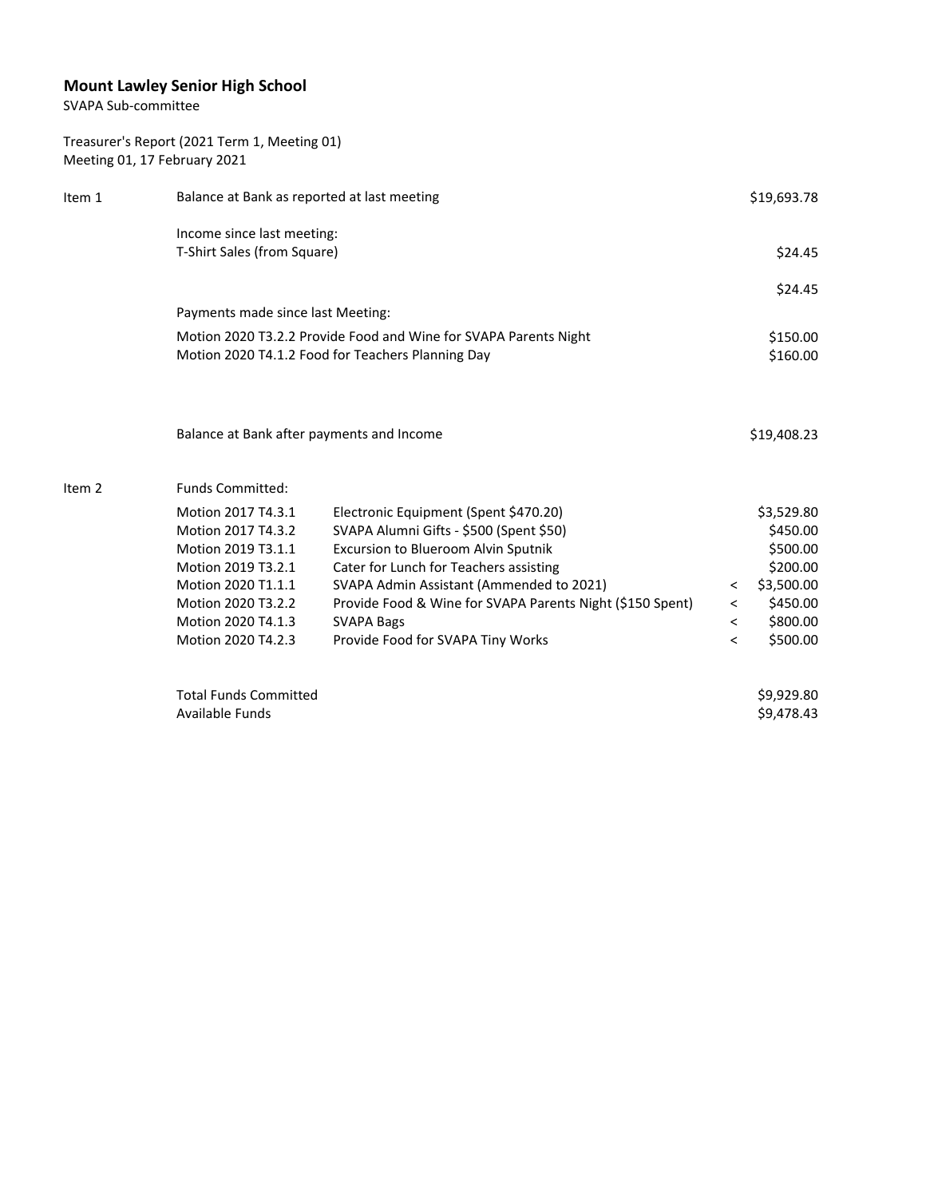**Mount Lawley Senior High School**

SVAPA Sub-committee

Treasurer's Report (2021 Term 1, Meeting 01)
Meeting 01, 17 February 2021

| | | | | |
|---|---|---|---|---|
| Item 1 | Balance at Bank as reported at last meeting | | | $19,693.78 |
| | Income since last meeting: | | | |
| | T-Shirt Sales (from Square) | | | $24.45 |
| | | | | $24.45 |
| | Payments made since last Meeting: | | | |
| | Motion 2020 T3.2.2 Provide Food and Wine for SVAPA Parents Night | | | $150.00 |
| | Motion 2020 T4.1.2 Food for Teachers Planning Day | | | $160.00 |
| | Balance at Bank after payments and Income | | | $19,408.23 |
| Item 2 | Funds Committed: | | | |
| | Motion 2017 T4.3.1 | Electronic Equipment (Spent $470.20) | | $3,529.80 |
| | Motion 2017 T4.3.2 | SVAPA Alumni Gifts - $500 (Spent $50) | | $450.00 |
| | Motion 2019 T3.1.1 | Excursion to Blueroom Alvin Sputnik | | $500.00 |
| | Motion 2019 T3.2.1 | Cater for Lunch for Teachers assisting | | $200.00 |
| | Motion 2020 T1.1.1 | SVAPA Admin Assistant (Ammended to 2021) | < | $3,500.00 |
| | Motion 2020 T3.2.2 | Provide Food & Wine for SVAPA Parents Night ($150 Spent) | < | $450.00 |
| | Motion 2020 T4.1.3 | SVAPA Bags | < | $800.00 |
| | Motion 2020 T4.2.3 | Provide Food for SVAPA Tiny Works | < | $500.00 |
| | Total Funds Committed | | | $9,929.80 |
| | Available Funds | | | $9,478.43 |